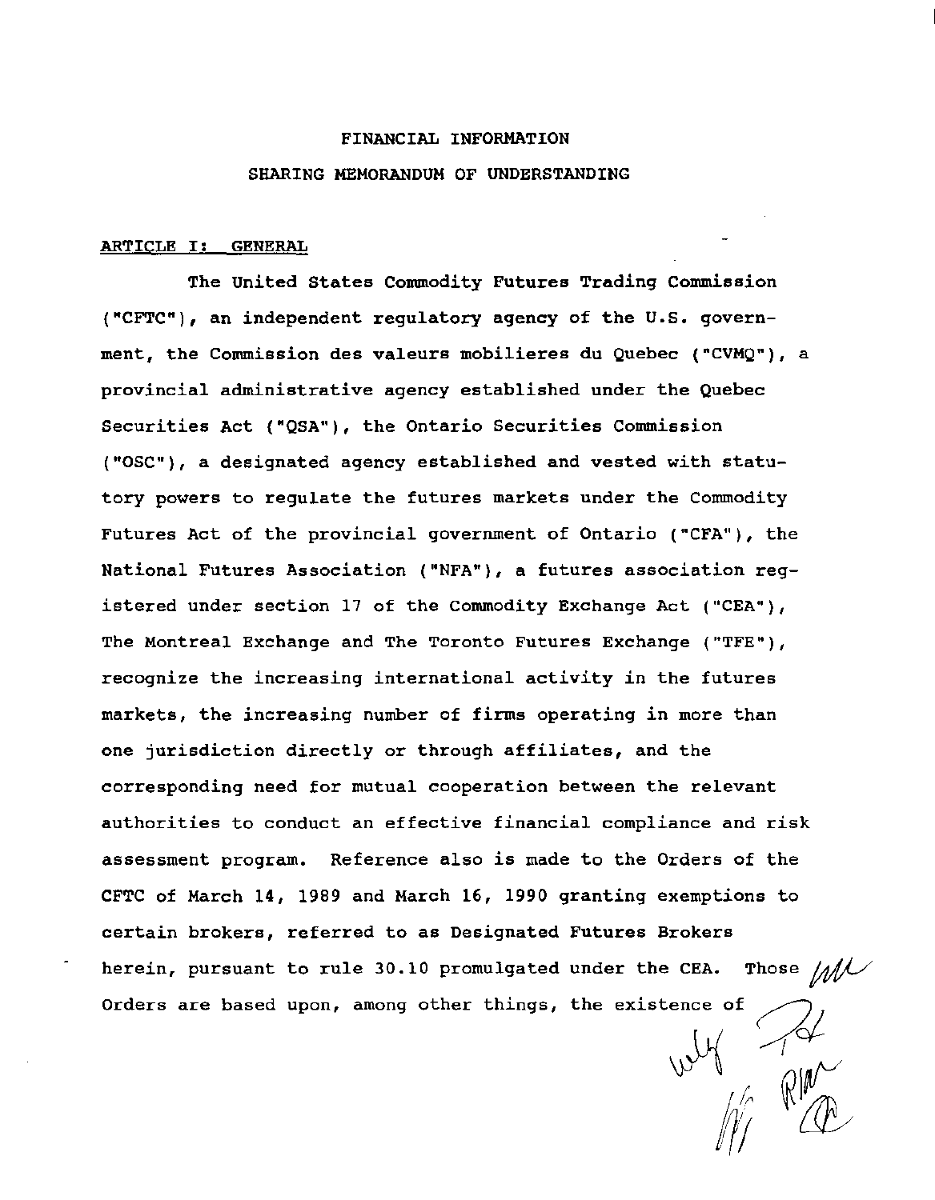# FINANCIAL INFORMATION

# SHARING MEMORANDUM OF UNDERSTANDING

## ARTICLE I: GENERAL

The United States Commodity Futures Trading Commission ("CFTC"), an independent regulatory agency of the U.S. government, the Commission des valeurs mobilieres du Quebec ("CVMQ"), a provincial administrative agency established under the Quebec Securities Act ("QSA"), the Ontario Securities Commission ("OSC"), a designated agency established and vested with statutory powers to regulate the futures markets under the Commodity Futures Act of the provincial government of Ontario ("CFA"), the National Futures Association ("NFA"), a futures association registered under section 17 of the Commodity Exchange Act ("CEA"), The Montreal Exchange and The Toronto Futures Exchange ("TFE"), recognize the increasing international activity in the futures markets, the increasing number of firms operating in more than one jurisdiction directly or through affiliates, and the corresponding need for mutual cooperation between the relevant authorities to conduct an effective financial compliance and risk assessment program. Reference also is made to the Orders of the CFTC of March 14, 1989 and March 16, 1990 granting exemptions to certain brokers, referred to as Designated Futures Brokers herein, pursuant to rule 30.10 promulgated under the CEA. Those Orders are based upon, among other things, the existence of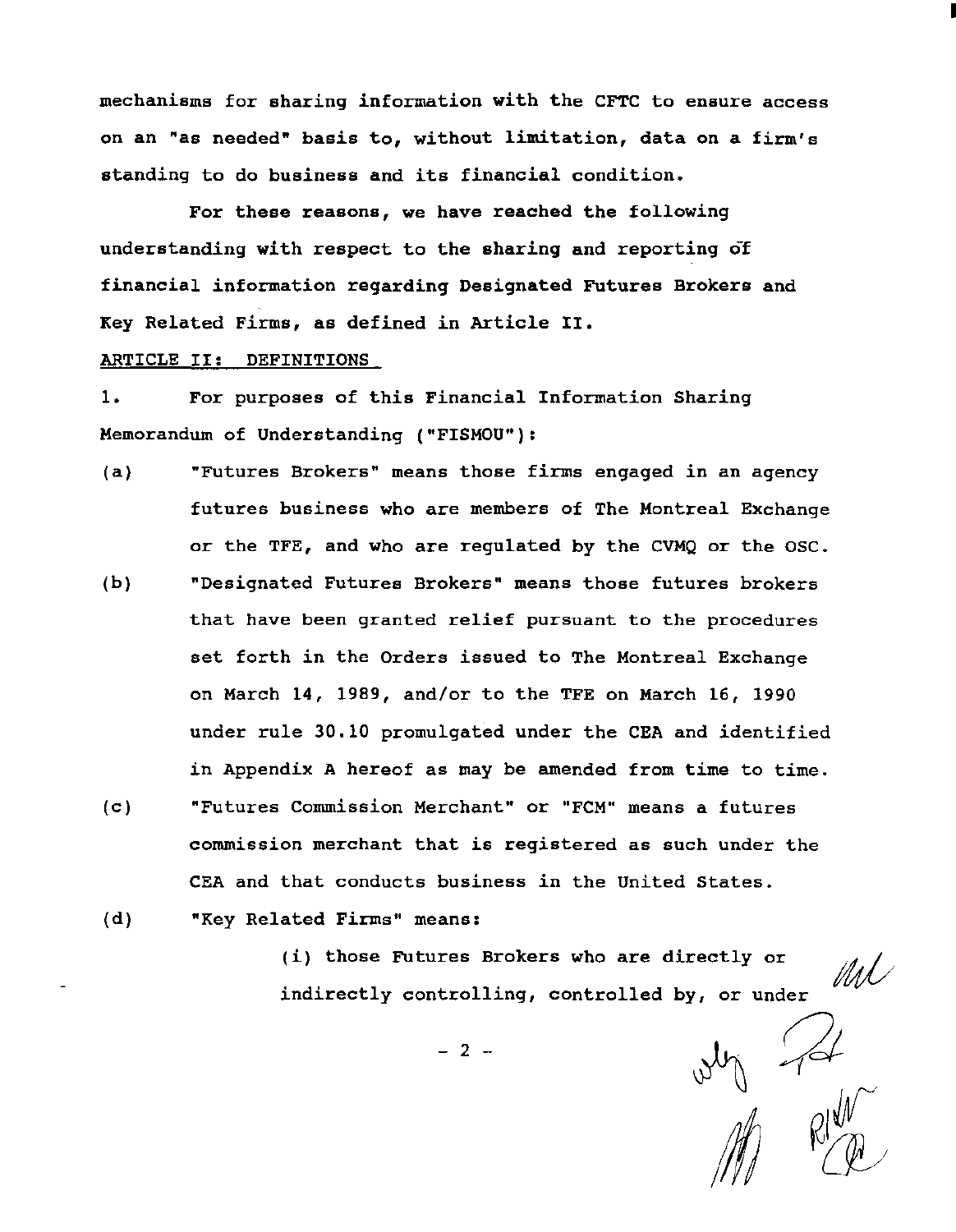mechanisms for sharing information with the CFTC to ensure access on an "as needed" basis to, without limitation, data on a firm's standing to do business and its financial condition.

For these reasons, we have reached the following understanding with respect to the sharing and reporting of financial information regarding Designated Futures Brokers and Key Related Firms, as defined in Article II.

ARTICLE II: DEFINITIONS

1. For purposes of this Financial Information Sharing Memorandum of Understanding ("FISMOU"):

(a) "Futures Brokers" means those firms engaged in an agency futures business who are members of The Montreal Exchange or the TFE, and who are regulated by the CVMQ or the OSC.

(b) "Designated Futures Brokers" means those futures brokers that have been granted relief pursuant to the procedures set forth in the Orders issued to The Montreal Exchange on March 14, 1989, and/or to the TFE on March 16, 1990 under rule 30.10 promulgated under the CEA and identified in Appendix A hereof as may be amended from time to time.

(c) "Futures Commission Merchant" or "FCM" means a futures commission merchant that is registered as such under the CEA and that conducts business in the United States.

(d) "Key Related Firms" means:

(i) those Futures Brokers who are directly or indirectly controlling, controlled by, or under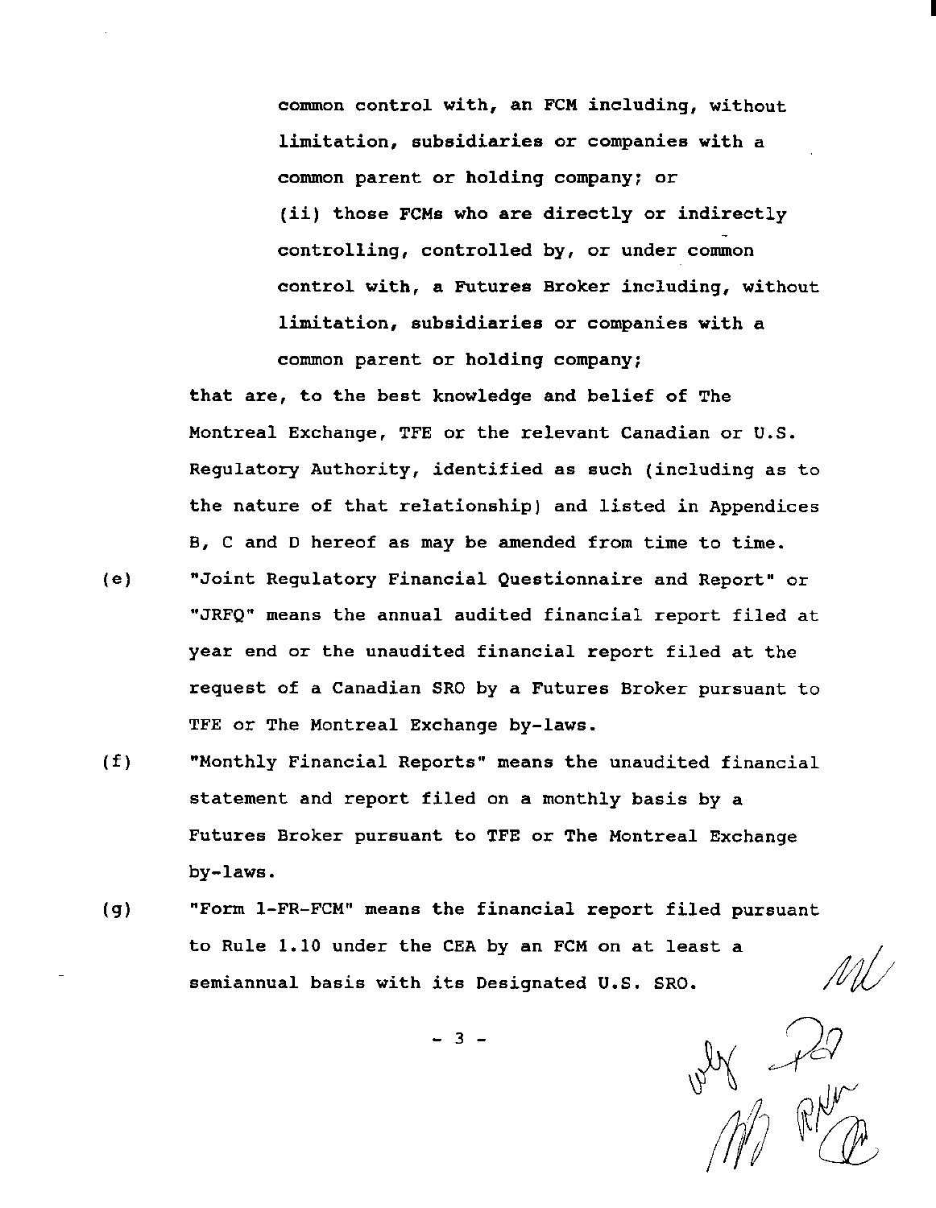common control with, an FCM including, without limitation, subsidiaries or companies with a common parent or holding company; or

(ii) those FCMs who are directly or indirectly controlling, controlled by, or under common control with, a Futures Broker including, without limitation, subsidiaries or companies with a common parent or holding company;

that are, to the best knowledge and belief of The Montreal Exchange, TFE or the relevant Canadian or U.S. Regulatory Authority, identified as such (including as to the nature of that relationship) and listed in Appendices B, C and D hereof as may be amended from time to time.

(e) "Joint Regulatory Financial Questionnaire and Report" or "JRFQ" means the annual audited financial report filed at year end or the unaudited financial report filed at the request of a Canadian SRO by a Futures Broker pursuant to TFE or The Montreal Exchange by-laws.

(f) "Monthly Financial Reports" means the unaudited financial statement and report filed on a monthly basis by a Futures Broker pursuant to TFE or The Montreal Exchange by-laws.

(g) "Form 1-FR-FCM" means the financial report filed pursuant to Rule 1.10 under the CEA by an FCM on at least a semiannual basis with its Designated U.S. SRO.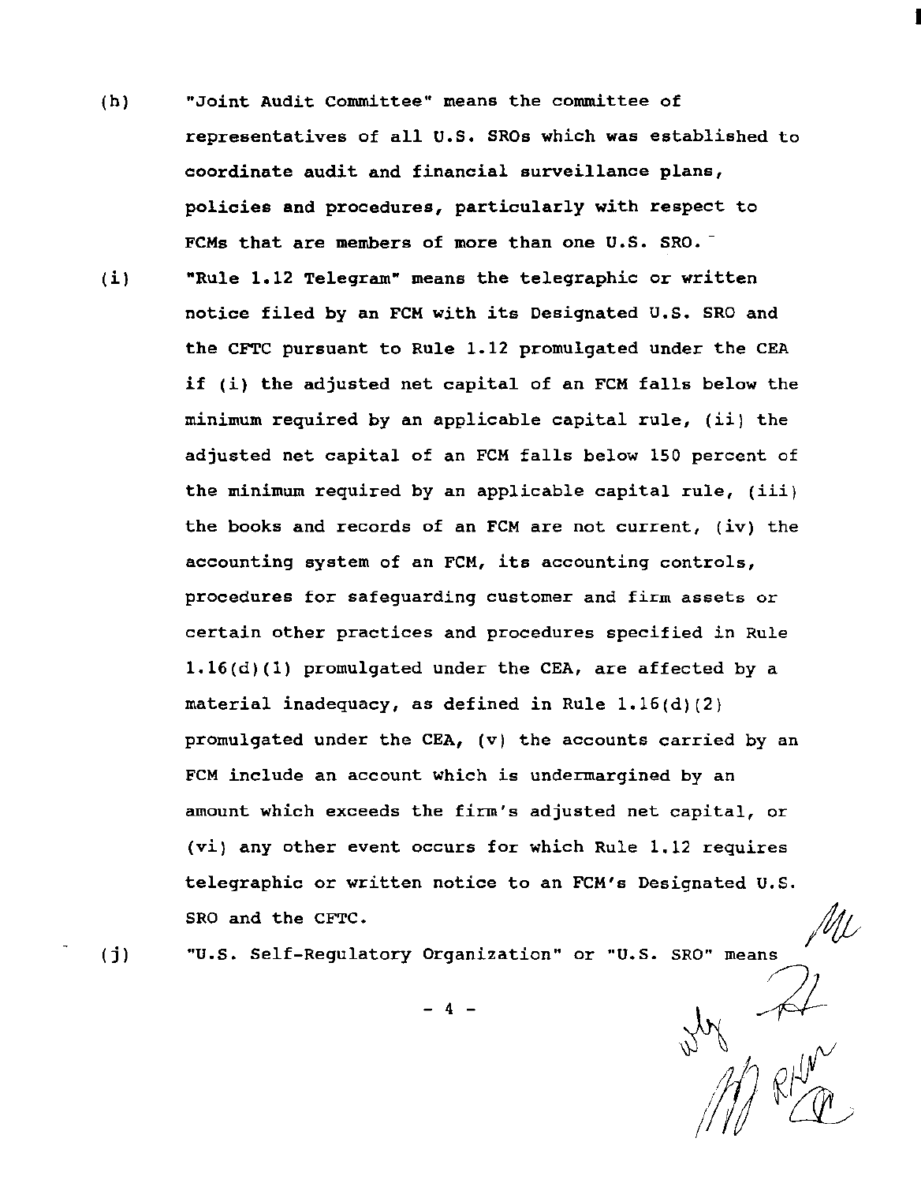(h) "Joint Audit Committee" means the committee of representatives of all U.S. SROs which was established to coordinate audit and financial surveillance plans, policies and procedures, particularly with respect to FCMs that are members of more than one U.S. SRO.

(i) "Rule 1.12 Telegram" means the telegraphic or written notice filed by an FCM with its Designated U.S. SRO and the CFTC pursuant to Rule 1.12 promulgated under the CEA if (i) the adjusted net capital of an FCM falls below the minimum required by an applicable capital rule, (ii) the adjusted net capital of an FCM falls below 150 percent of the minimum required by an applicable capital rule, (iii) the books and records of an FCM are not current, (iv) the accounting system of an FCM, its accounting controls, procedures for safeguarding customer and firm assets or certain other practices and procedures specified in Rule 1.16(d)(1) promulgated under the CEA, are affected by a material inadequacy, as defined in Rule 1.16(d)(2) promulgated under the CEA, (v) the accounts carried by an FCM include an account which is undermargined by an amount which exceeds the firm's adjusted net capital, or (vi) any other event occurs for which Rule 1.12 requires telegraphic or written notice to an FCM's Designated U.S. SRO and the CFTC.

(j) "U.S. Self-Regulatory Organization" or "U.S. SRO" means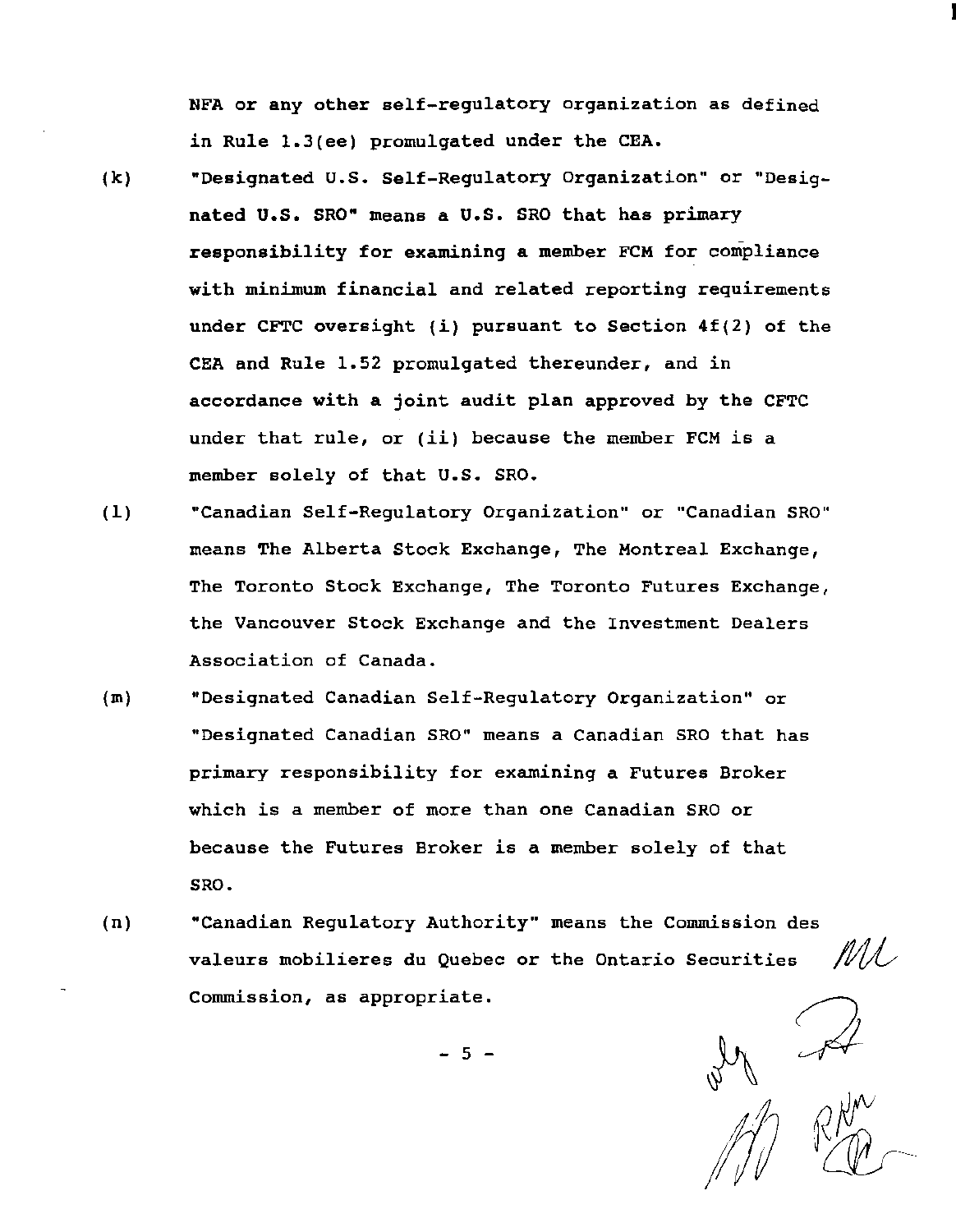NFA or any other self-regulatory organization as defined in Rule 1.3(ee) promulgated under the CEA.

(k) "Designated U.S. Self-Regulatory Organization" or "Designated U.S. SRO" means a U.S. SRO that has primary responsibility for examining a member FCM for compliance with minimum financial and related reporting requirements under CFTC oversight (i) pursuant to Section 4f(2) of the CEA and Rule 1.52 promulgated thereunder, and in accordance with a joint audit plan approved by the CFTC under that rule, or (ii) because the member FCM is a member solely of that U.S. SRO.

(l) "Canadian Self-Regulatory Organization" or "Canadian SRO" means The Alberta Stock Exchange, The Montreal Exchange, The Toronto Stock Exchange, The Toronto Futures Exchange, the Vancouver Stock Exchange and the Investment Dealers Association of Canada.

(m) "Designated Canadian Self-Regulatory Organization" or "Designated Canadian SRO" means a Canadian SRO that has primary responsibility for examining a Futures Broker which is a member of more than one Canadian SRO or because the Futures Broker is a member solely of that SRO.

(n) "Canadian Regulatory Authority" means the Commission des valeurs mobilieres du Quebec or the Ontario Securities Commission, as appropriate.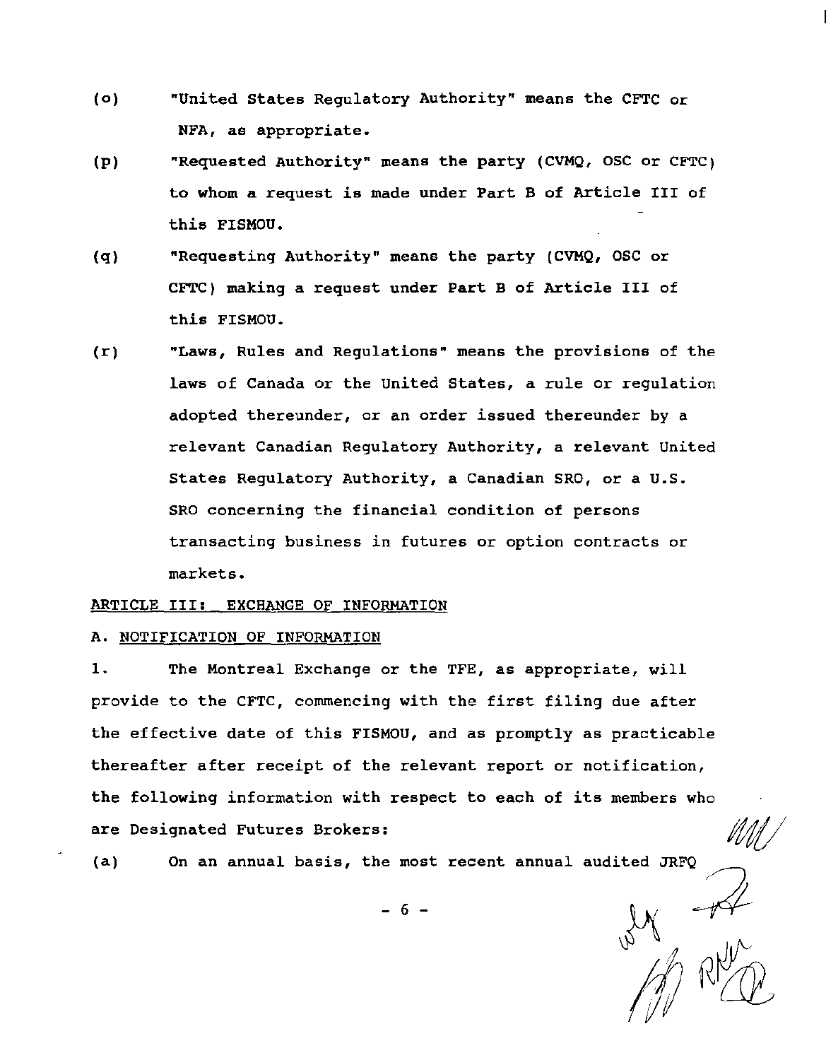(o) "United States Regulatory Authority" means the CFTC or NFA, as appropriate.

(p) "Requested Authority" means the party (CVMQ, OSC or CFTC) to whom a request is made under Part B of Article III of this FISMOU.

(q) "Requesting Authority" means the party (CVMQ, OSC or CFTC) making a request under Part B of Article III of this FISMOU.

(r) "Laws, Rules and Regulations" means the provisions of the laws of Canada or the United States, a rule or regulation adopted thereunder, or an order issued thereunder by a relevant Canadian Regulatory Authority, a relevant United States Regulatory Authority, a Canadian SRO, or a U.S. SRO concerning the financial condition of persons transacting business in futures or option contracts or markets.

ARTICLE III: EXCHANGE OF INFORMATION

A. NOTIFICATION OF INFORMATION

1. The Montreal Exchange or the TFE, as appropriate, will provide to the CFTC, commencing with the first filing due after the effective date of this FISMOU, and as promptly as practicable thereafter after receipt of the relevant report or notification, the following information with respect to each of its members who are Designated Futures Brokers:

(a) On an annual basis, the most recent annual audited JRFQ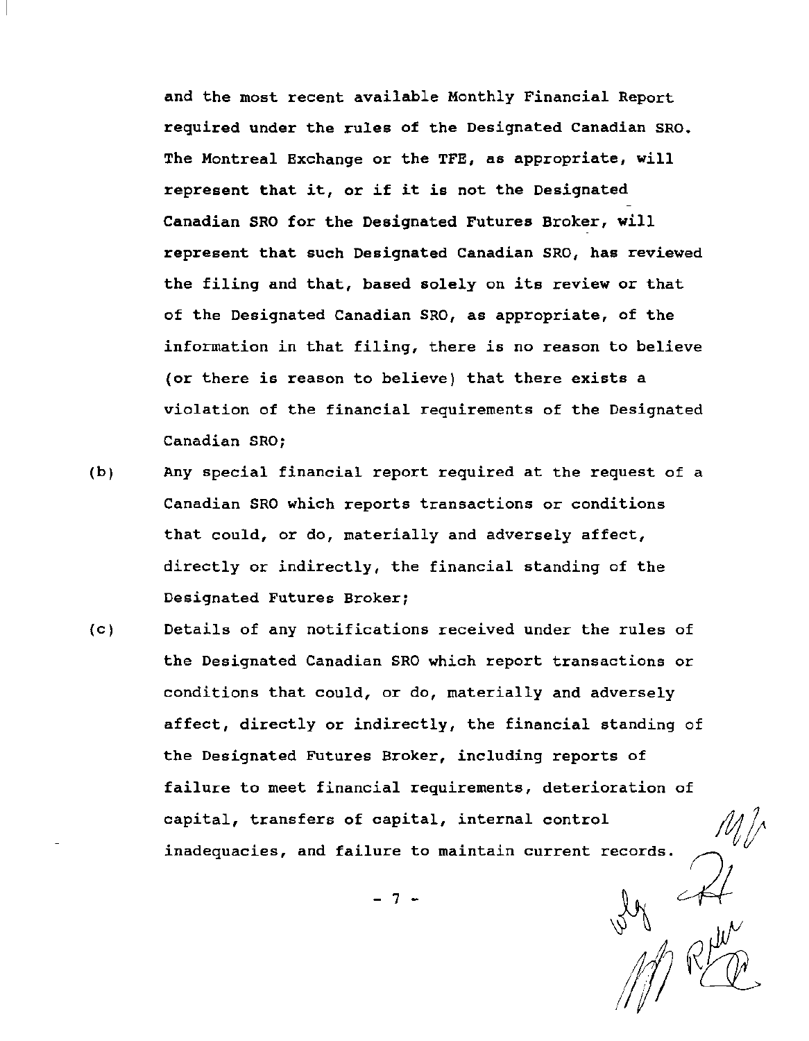and the most recent available Monthly Financial Report required under the rules of the Designated Canadian SRO. The Montreal Exchange or the TFE, as appropriate, will represent that it, or if it is not the Designated Canadian SRO for the Designated Futures Broker, will represent that such Designated Canadian SRO, has reviewed the filing and that, based solely on its review or that of the Designated Canadian SRO, as appropriate, of the information in that filing, there is no reason to believe (or there is reason to believe) that there exists a violation of the financial requirements of the Designated Canadian SRO;

(b) Any special financial report required at the request of a Canadian SRO which reports transactions or conditions that could, or do, materially and adversely affect, directly or indirectly, the financial standing of the Designated Futures Broker;

(c) Details of any notifications received under the rules of the Designated Canadian SRO which report transactions or conditions that could, or do, materially and adversely affect, directly or indirectly, the financial standing of the Designated Futures Broker, including reports of failure to meet financial requirements, deterioration of capital, transfers of capital, internal control inadequacies, and failure to maintain current records.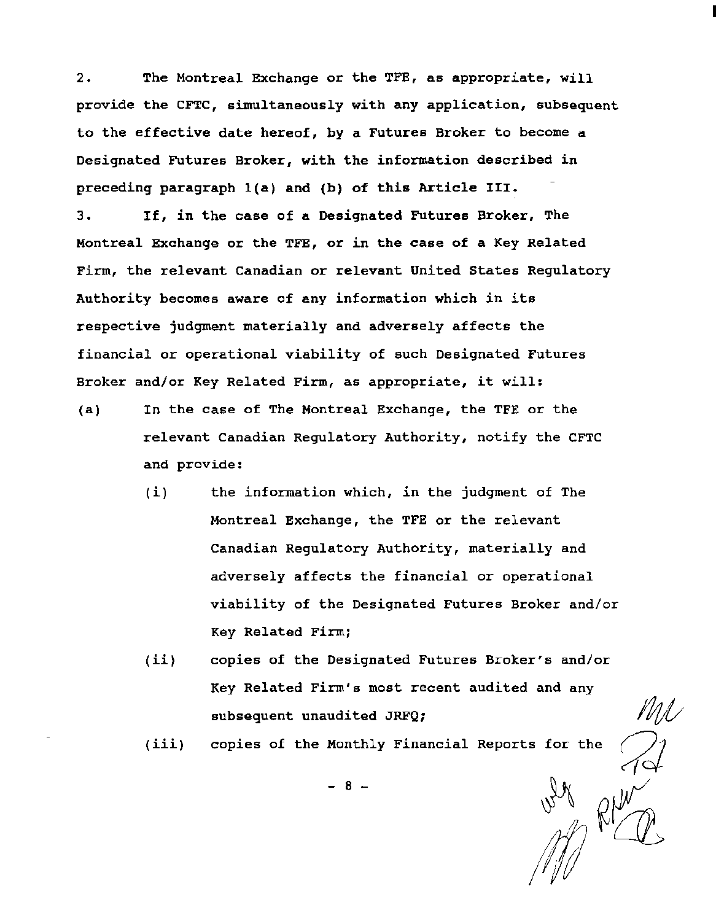2. The Montreal Exchange or the TFE, as appropriate, will provide the CFTC, simultaneously with any application, subsequent to the effective date hereof, by a Futures Broker to become a Designated Futures Broker, with the information described in preceding paragraph 1(a) and (b) of this Article III.

3. If, in the case of a Designated Futures Broker, The Montreal Exchange or the TFE, or in the case of a Key Related Firm, the relevant Canadian or relevant United States Regulatory Authority becomes aware of any information which in its respective judgment materially and adversely affects the financial or operational viability of such Designated Futures Broker and/or Key Related Firm, as appropriate, it will:

(a) In the case of The Montreal Exchange, the TFE or the relevant Canadian Regulatory Authority, notify the CFTC and provide:

   (i) the information which, in the judgment of The Montreal Exchange, the TFE or the relevant Canadian Regulatory Authority, materially and adversely affects the financial or operational viability of the Designated Futures Broker and/or Key Related Firm;

   (ii) copies of the Designated Futures Broker's and/or Key Related Firm's most recent audited and any subsequent unaudited JRFQ;

   (iii) copies of the Monthly Financial Reports for the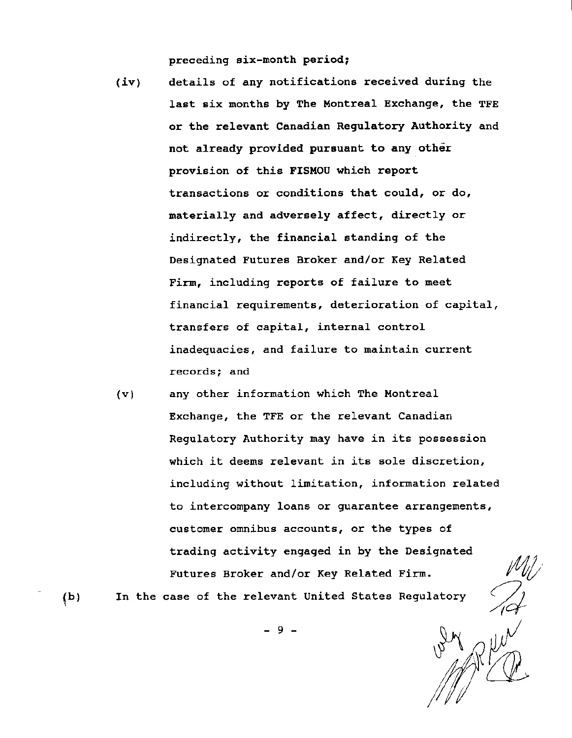preceding six-month period;

(iv) details of any notifications received during the last six months by The Montreal Exchange, the TFE or the relevant Canadian Regulatory Authority and not already provided pursuant to any other provision of this FISMOU which report transactions or conditions that could, or do, materially and adversely affect, directly or indirectly, the financial standing of the Designated Futures Broker and/or Key Related Firm, including reports of failure to meet financial requirements, deterioration of capital, transfers of capital, internal control inadequacies, and failure to maintain current records; and

(v) any other information which The Montreal Exchange, the TFE or the relevant Canadian Regulatory Authority may have in its possession which it deems relevant in its sole discretion, including without limitation, information related to intercompany loans or guarantee arrangements, customer omnibus accounts, or the types of trading activity engaged in by the Designated Futures Broker and/or Key Related Firm.

(b) In the case of the relevant United States Regulatory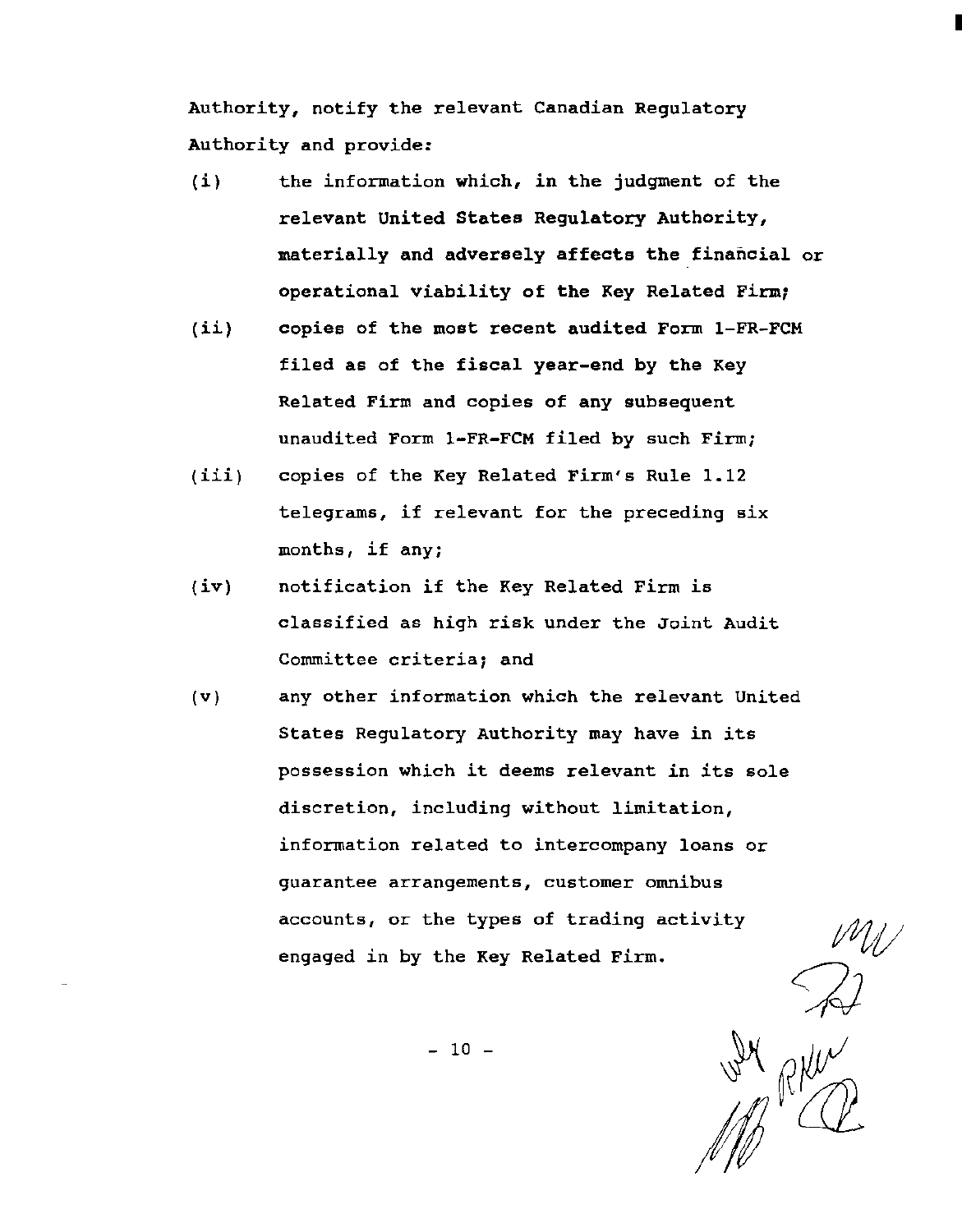Authority, notify the relevant Canadian Regulatory Authority and provide:

(i) the information which, in the judgment of the relevant United States Regulatory Authority, materially and adversely affects the financial or operational viability of the Key Related Firm;

(ii) copies of the most recent audited Form 1-FR-FCM filed as of the fiscal year-end by the Key Related Firm and copies of any subsequent unaudited Form 1-FR-FCM filed by such Firm;

(iii) copies of the Key Related Firm's Rule 1.12 telegrams, if relevant for the preceding six months, if any;

(iv) notification if the Key Related Firm is classified as high risk under the Joint Audit Committee criteria; and

(v) any other information which the relevant United States Regulatory Authority may have in its possession which it deems relevant in its sole discretion, including without limitation, information related to intercompany loans or guarantee arrangements, customer omnibus accounts, or the types of trading activity engaged in by the Key Related Firm.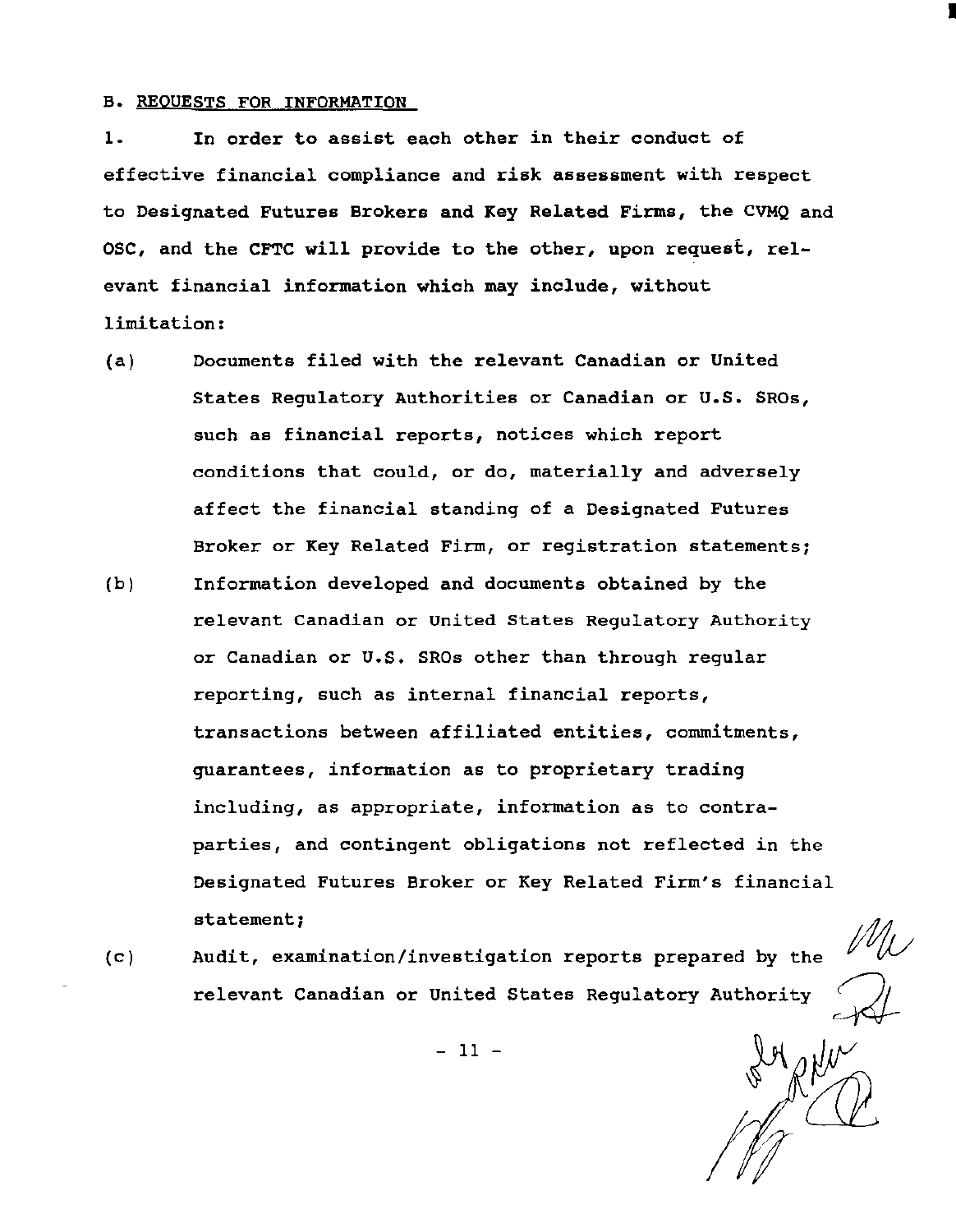B. REQUESTS FOR INFORMATION

1. In order to assist each other in their conduct of effective financial compliance and risk assessment with respect to Designated Futures Brokers and Key Related Firms, the CVMQ and OSC, and the CFTC will provide to the other, upon request, relevant financial information which may include, without limitation:

(a) Documents filed with the relevant Canadian or United States Regulatory Authorities or Canadian or U.S. SROs, such as financial reports, notices which report conditions that could, or do, materially and adversely affect the financial standing of a Designated Futures Broker or Key Related Firm, or registration statements;

(b) Information developed and documents obtained by the relevant Canadian or United States Regulatory Authority or Canadian or U.S. SROs other than through regular reporting, such as internal financial reports, transactions between affiliated entities, commitments, guarantees, information as to proprietary trading including, as appropriate, information as to contraparties, and contingent obligations not reflected in the Designated Futures Broker or Key Related Firm's financial statement;

(c) Audit, examination/investigation reports prepared by the relevant Canadian or United States Regulatory Authority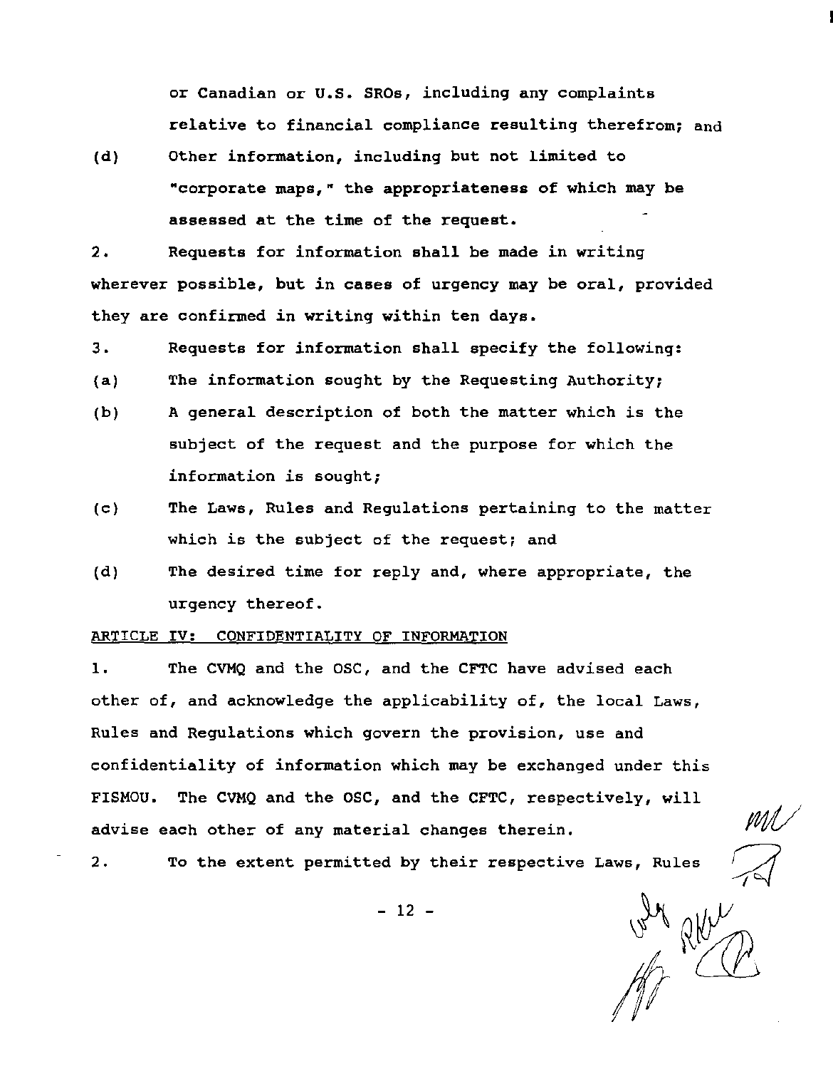or Canadian or U.S. SROs, including any complaints relative to financial compliance resulting therefrom; and

(d) Other information, including but not limited to "corporate maps," the appropriateness of which may be assessed at the time of the request.

2. Requests for information shall be made in writing wherever possible, but in cases of urgency may be oral, provided they are confirmed in writing within ten days.

3. Requests for information shall specify the following:

(a) The information sought by the Requesting Authority;

(b) A general description of both the matter which is the subject of the request and the purpose for which the information is sought;

(c) The Laws, Rules and Regulations pertaining to the matter which is the subject of the request; and

(d) The desired time for reply and, where appropriate, the urgency thereof.

ARTICLE IV: CONFIDENTIALITY OF INFORMATION

1. The CVMQ and the OSC, and the CFTC have advised each other of, and acknowledge the applicability of, the local Laws, Rules and Regulations which govern the provision, use and confidentiality of information which may be exchanged under this FISMOU. The CVMQ and the OSC, and the CFTC, respectively, will advise each other of any material changes therein.

2. To the extent permitted by their respective Laws, Rules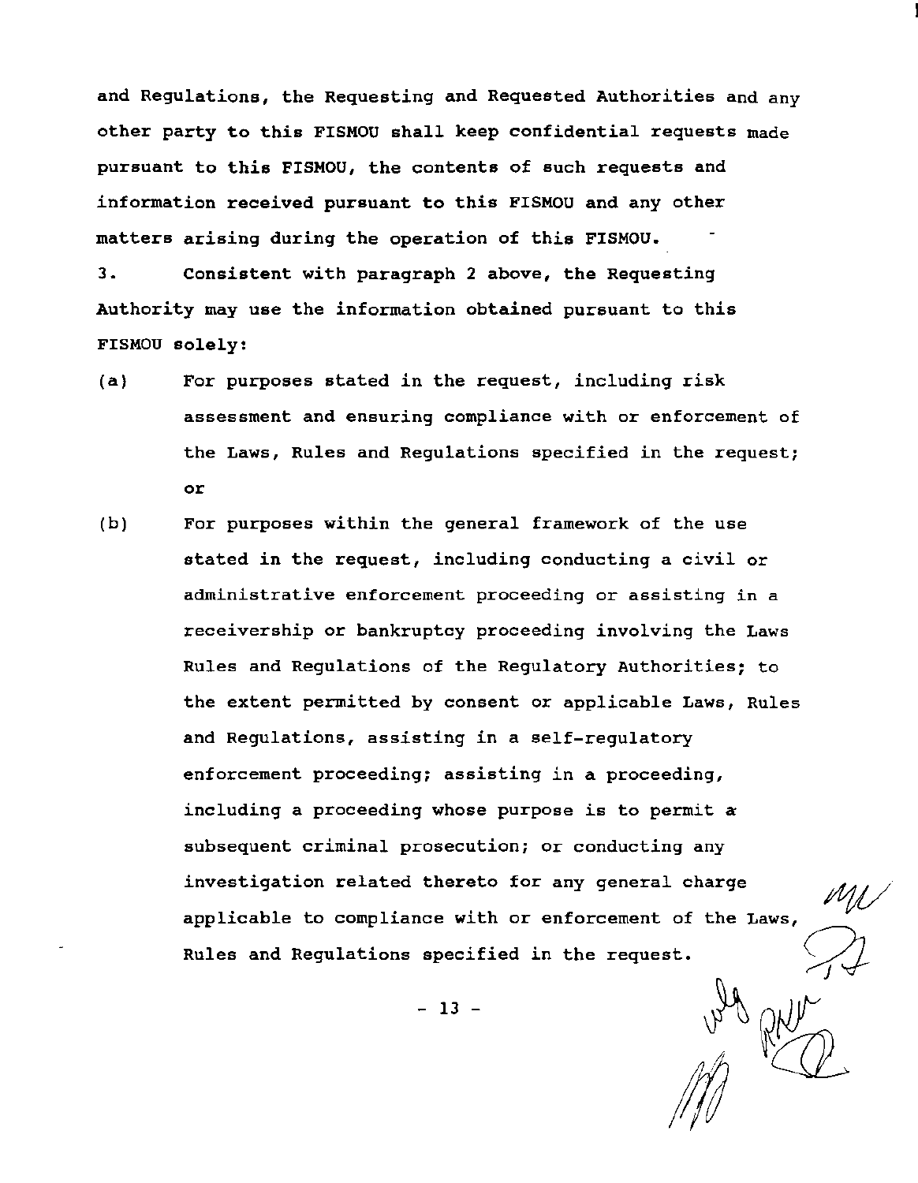and Regulations, the Requesting and Requested Authorities and any other party to this FISMOU shall keep confidential requests made pursuant to this FISMOU, the contents of such requests and information received pursuant to this FISMOU and any other matters arising during the operation of this FISMOU.

3. Consistent with paragraph 2 above, the Requesting Authority may use the information obtained pursuant to this FISMOU solely:

(a) For purposes stated in the request, including risk assessment and ensuring compliance with or enforcement of the Laws, Rules and Regulations specified in the request; or

(b) For purposes within the general framework of the use stated in the request, including conducting a civil or administrative enforcement proceeding or assisting in a receivership or bankruptcy proceeding involving the Laws Rules and Regulations of the Regulatory Authorities; to the extent permitted by consent or applicable Laws, Rules and Regulations, assisting in a self-regulatory enforcement proceeding; assisting in a proceeding, including a proceeding whose purpose is to permit a subsequent criminal prosecution; or conducting any investigation related thereto for any general charge applicable to compliance with or enforcement of the Laws, Rules and Regulations specified in the request.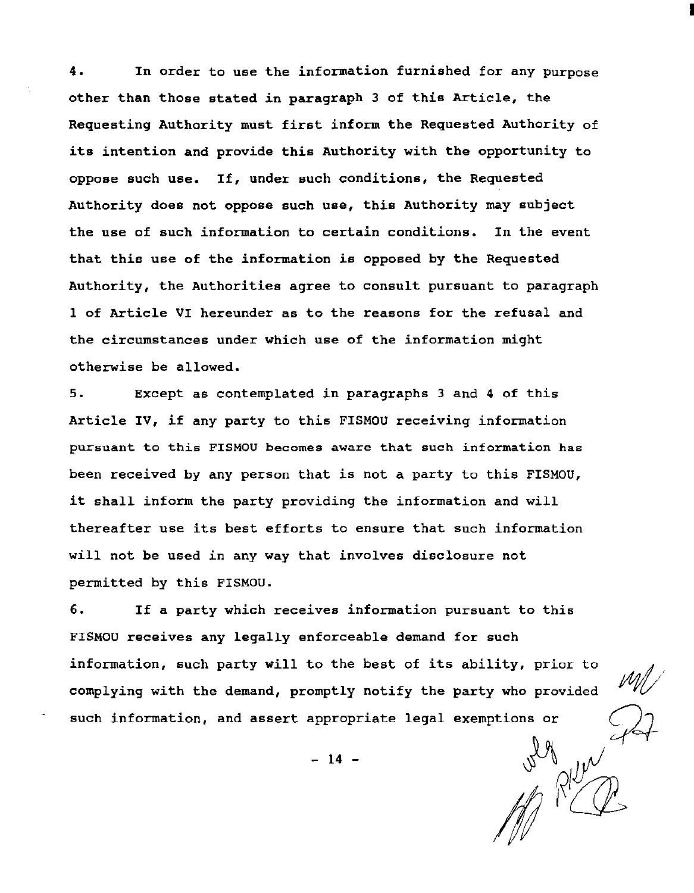4. In order to use the information furnished for any purpose other than those stated in paragraph 3 of this Article, the Requesting Authority must first inform the Requested Authority of its intention and provide this Authority with the opportunity to oppose such use. If, under such conditions, the Requested Authority does not oppose such use, this Authority may subject the use of such information to certain conditions. In the event that this use of the information is opposed by the Requested Authority, the Authorities agree to consult pursuant to paragraph 1 of Article VI hereunder as to the reasons for the refusal and the circumstances under which use of the information might otherwise be allowed.

5. Except as contemplated in paragraphs 3 and 4 of this Article IV, if any party to this FISMOU receiving information pursuant to this FISMOU becomes aware that such information has been received by any person that is not a party to this FISMOU, it shall inform the party providing the information and will thereafter use its best efforts to ensure that such information will not be used in any way that involves disclosure not permitted by this FISMOU.

6. If a party which receives information pursuant to this FISMOU receives any legally enforceable demand for such information, such party will to the best of its ability, prior to complying with the demand, promptly notify the party who provided such information, and assert appropriate legal exemptions or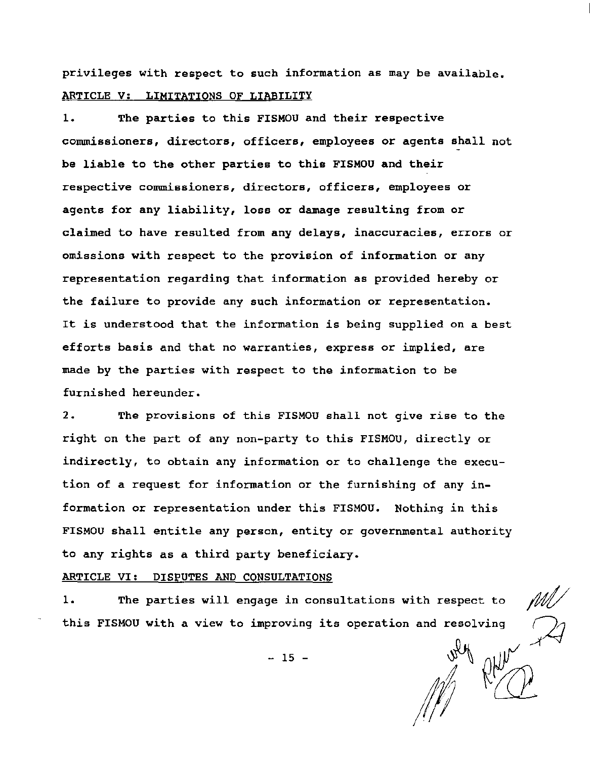privileges with respect to such information as may be available.

## ARTICLE V: LIMITATIONS OF LIABILITY

1. The parties to this FISMOU and their respective commissioners, directors, officers, employees or agents shall not be liable to the other parties to this FISMOU and their respective commissioners, directors, officers, employees or agents for any liability, loss or damage resulting from or claimed to have resulted from any delays, inaccuracies, errors or omissions with respect to the provision of information or any representation regarding that information as provided hereby or the failure to provide any such information or representation. It is understood that the information is being supplied on a best efforts basis and that no warranties, express or implied, are made by the parties with respect to the information to be furnished hereunder.

2. The provisions of this FISMOU shall not give rise to the right on the part of any non-party to this FISMOU, directly or indirectly, to obtain any information or to challenge the execution of a request for information or the furnishing of any information or representation under this FISMOU. Nothing in this FISMOU shall entitle any person, entity or governmental authority to any rights as a third party beneficiary.

## ARTICLE VI: DISPUTES AND CONSULTATIONS

1. The parties will engage in consultations with respect to this FISMOU with a view to improving its operation and resolving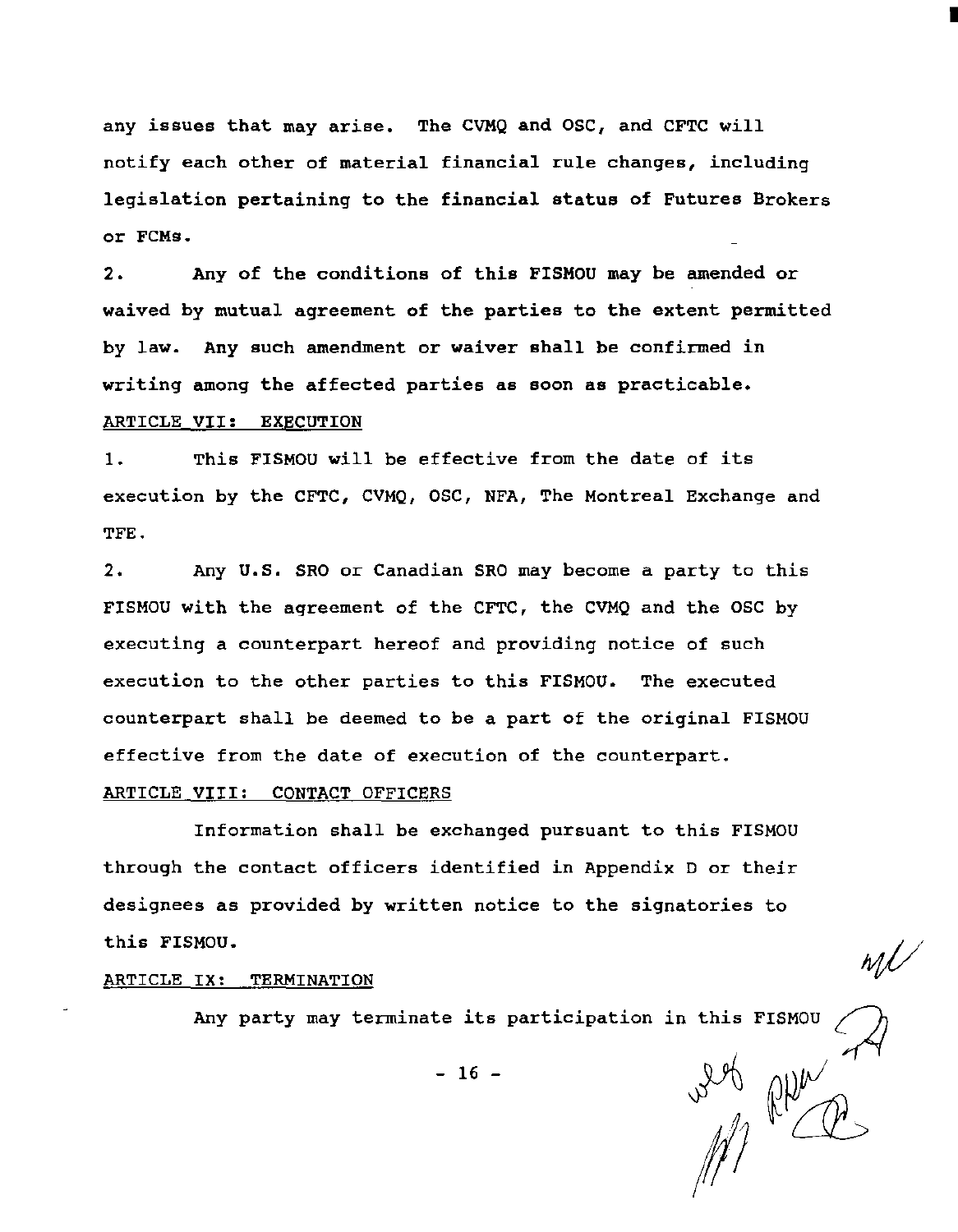any issues that may arise. The CVMQ and OSC, and CFTC will notify each other of material financial rule changes, including legislation pertaining to the financial status of Futures Brokers or FCMs.

2. Any of the conditions of this FISMOU may be amended or waived by mutual agreement of the parties to the extent permitted by law. Any such amendment or waiver shall be confirmed in writing among the affected parties as soon as practicable.

ARTICLE VII: EXECUTION

1. This FISMOU will be effective from the date of its execution by the CFTC, CVMQ, OSC, NFA, The Montreal Exchange and TFE.

2. Any U.S. SRO or Canadian SRO may become a party to this FISMOU with the agreement of the CFTC, the CVMQ and the OSC by executing a counterpart hereof and providing notice of such execution to the other parties to this FISMOU. The executed counterpart shall be deemed to be a part of the original FISMOU effective from the date of execution of the counterpart.

ARTICLE VIII: CONTACT OFFICERS

Information shall be exchanged pursuant to this FISMOU through the contact officers identified in Appendix D or their designees as provided by written notice to the signatories to this FISMOU.

ARTICLE IX: TERMINATION

Any party may terminate its participation in this FISMOU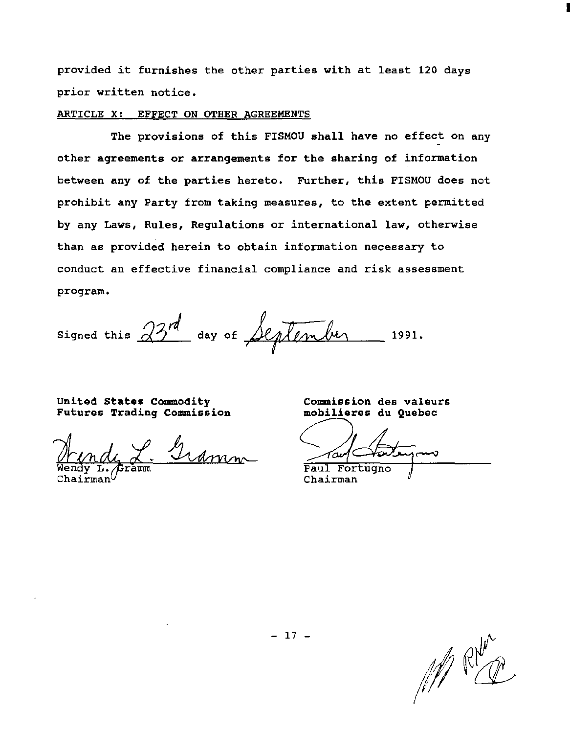provided it furnishes the other parties with at least 120 days prior written notice.

ARTICLE X: EFFECT ON OTHER AGREEMENTS

**The provisions of this FISMOU shall have no effect on any other agreements or arrangements for the sharing of information between any of the parties hereto.** Further, this FISMOU does not prohibit any Party from taking measures, to the extent permitted by any Laws, Rules, Regulations or international law, otherwise than as provided herein to obtain information necessary to conduct an effective financial compliance and risk assessment program.

Signed this 23rd day of September 1991.

**United States Commodity Futures Trading Commission**

Wendy L. Gramm
Chairman

**Commission des valeurs mobilieres du Quebec**

Paul Fortugno
Chairman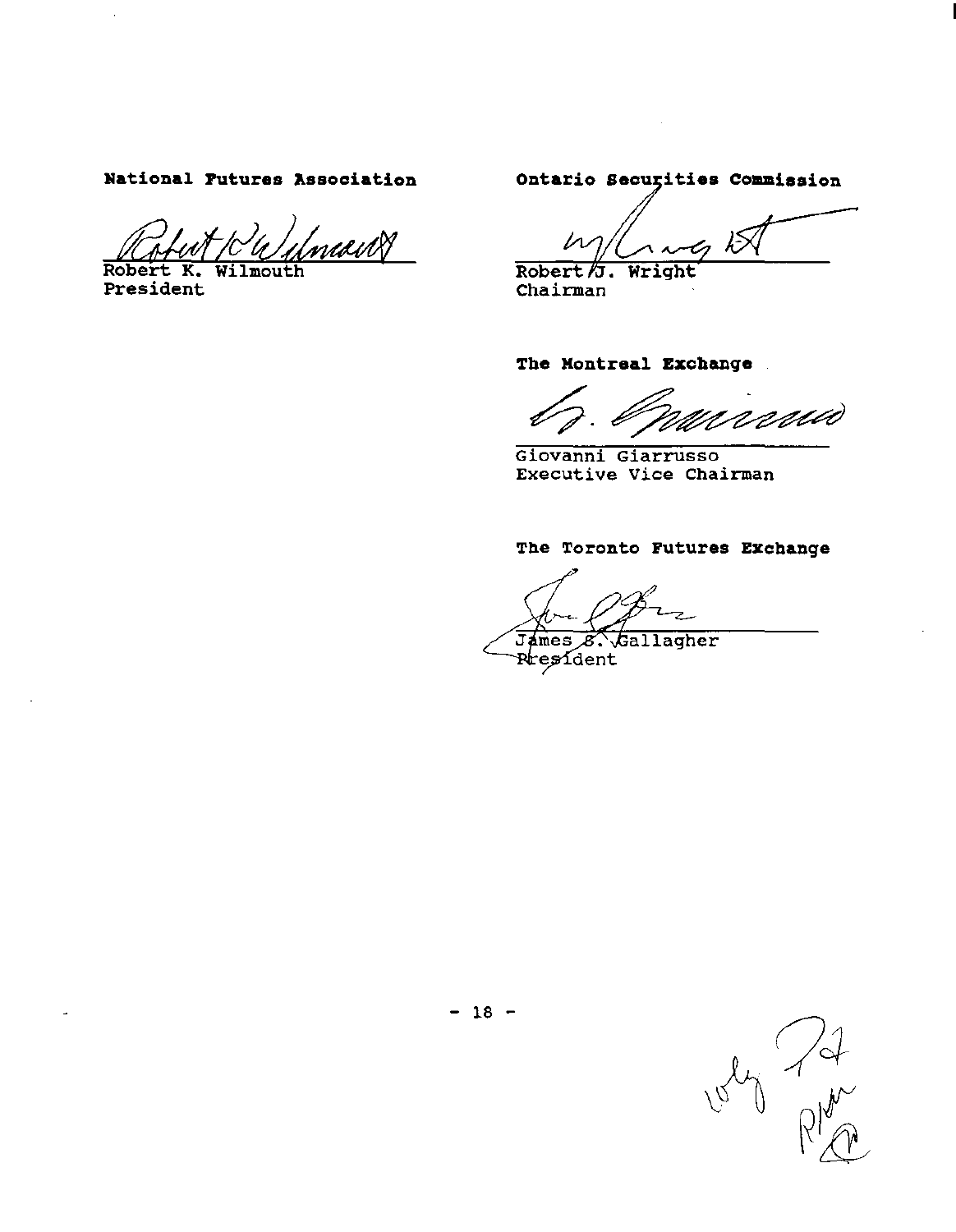**National Futures Association**

Robert K. Wilmouth
President

**Ontario Securities Commission**

Robert J. Wright
Chairman

**The Montreal Exchange**

Giovanni Giarrusso
Executive Vice Chairman

**The Toronto Futures Exchange**

James S. Gallagher
President